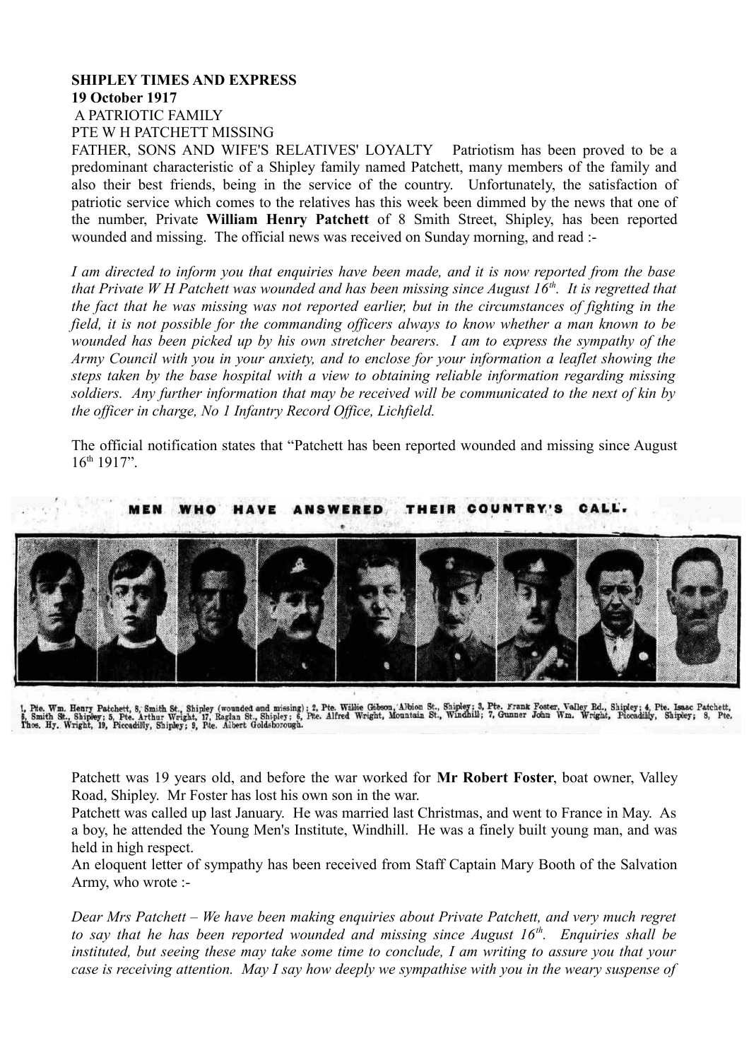**SHIPLEY TIMES AND EXPRESS**
**19 October 1917**
A PATRIOTIC FAMILY
PTE W H PATCHETT MISSING

FATHER, SONS AND WIFE'S RELATIVES' LOYALTY Patriotism has been proved to be a predominant characteristic of a Shipley family named Patchett, many members of the family and also their best friends, being in the service of the country. Unfortunately, the satisfaction of patriotic service which comes to the relatives has this week been dimmed by the news that one of the number, Private **William Henry Patchett** of 8 Smith Street, Shipley, has been reported wounded and missing. The official news was received on Sunday morning, and read :-

*I am directed to inform you that enquiries have been made, and it is now reported from the base that Private W H Patchett was wounded and has been missing since August 16th. It is regretted that the fact that he was missing was not reported earlier, but in the circumstances of fighting in the field, it is not possible for the commanding officers always to know whether a man known to be wounded has been picked up by his own stretcher bearers. I am to express the sympathy of the Army Council with you in your anxiety, and to enclose for your information a leaflet showing the steps taken by the base hospital with a view to obtaining reliable information regarding missing soldiers. Any further information that may be received will be communicated to the next of kin by the officer in charge, No 1 Infantry Record Office, Lichfield.*

The official notification states that "Patchett has been reported wounded and missing since August 16th 1917".

MEN WHO HAVE ANSWERED THEIR COUNTRY'S CALL.

1, Pte. Wm. Henry Patchett, 8, Smith St., Shipley (wounded and missing); 2, Pte. Willie Gibson, Albion St., Shipley; 3, Pte. Frank Foster, Valley Rd., Shipley; 4, Pte. Isaac Patchett, 8, Smith St., Shipley; 5, Pte. Arthur Wright, 17, Raglan St., Shipley; 6, Pte. Alfred Wright, Mountain St., Windhill; 7, Gunner John Wm. Wright, Piccadilly, Shipley; 8, Pte. Thos. Hy. Wright, 19, Piccadilly, Shipley; 9, Pte. Albert Goldsborough.

Patchett was 19 years old, and before the war worked for **Mr Robert Foster**, boat owner, Valley Road, Shipley. Mr Foster has lost his own son in the war.

Patchett was called up last January. He was married last Christmas, and went to France in May. As a boy, he attended the Young Men's Institute, Windhill. He was a finely built young man, and was held in high respect.

An eloquent letter of sympathy has been received from Staff Captain Mary Booth of the Salvation Army, who wrote :-

*Dear Mrs Patchett – We have been making enquiries about Private Patchett, and very much regret to say that he has been reported wounded and missing since August 16th. Enquiries shall be instituted, but seeing these may take some time to conclude, I am writing to assure you that your case is receiving attention. May I say how deeply we sympathise with you in the weary suspense of*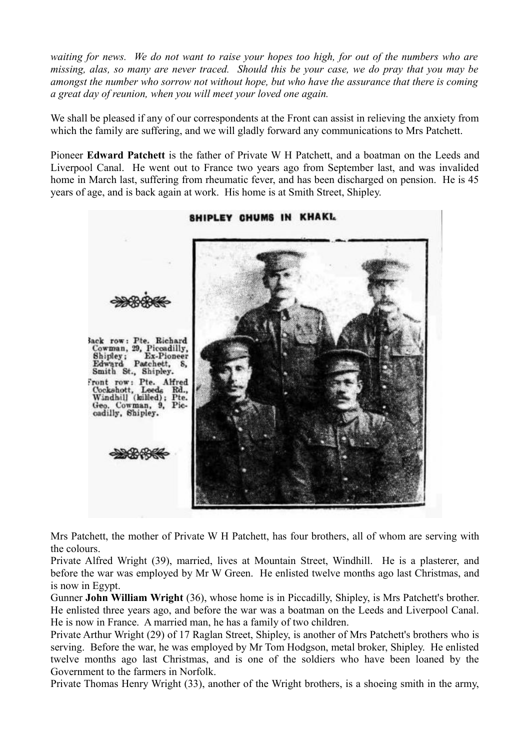*waiting for news. We do not want to raise your hopes too high, for out of the numbers who are missing, alas, so many are never traced. Should this be your case, we do pray that you may be amongst the number who sorrow not without hope, but who have the assurance that there is coming a great day of reunion, when you will meet your loved one again.*

We shall be pleased if any of our correspondents at the Front can assist in relieving the anxiety from which the family are suffering, and we will gladly forward any communications to Mrs Patchett.

Pioneer **Edward Patchett** is the father of Private W H Patchett, and a boatman on the Leeds and Liverpool Canal. He went out to France two years ago from September last, and was invalided home in March last, suffering from rheumatic fever, and has been discharged on pension. He is 45 years of age, and is back again at work. His home is at Smith Street, Shipley.

SHIPLEY CHUMS IN KHAKI.

Back row: Pte. Richard Cowman, 29, Piccadilly, Shipley; Ex-Pioneer Edward Patchett, 8, Smith St., Shipley.
Front row: Pte. Alfred Cockshott, Leeds Rd., Windhill (killed); Pte. Geo. Cowman, 9, Piccadilly, Shipley.

Mrs Patchett, the mother of Private W H Patchett, has four brothers, all of whom are serving with the colours.

Private Alfred Wright (39), married, lives at Mountain Street, Windhill. He is a plasterer, and before the war was employed by Mr W Green. He enlisted twelve months ago last Christmas, and is now in Egypt.

Gunner **John William Wright** (36), whose home is in Piccadilly, Shipley, is Mrs Patchett's brother. He enlisted three years ago, and before the war was a boatman on the Leeds and Liverpool Canal. He is now in France. A married man, he has a family of two children.

Private Arthur Wright (29) of 17 Raglan Street, Shipley, is another of Mrs Patchett's brothers who is serving. Before the war, he was employed by Mr Tom Hodgson, metal broker, Shipley. He enlisted twelve months ago last Christmas, and is one of the soldiers who have been loaned by the Government to the farmers in Norfolk.

Private Thomas Henry Wright (33), another of the Wright brothers, is a shoeing smith in the army,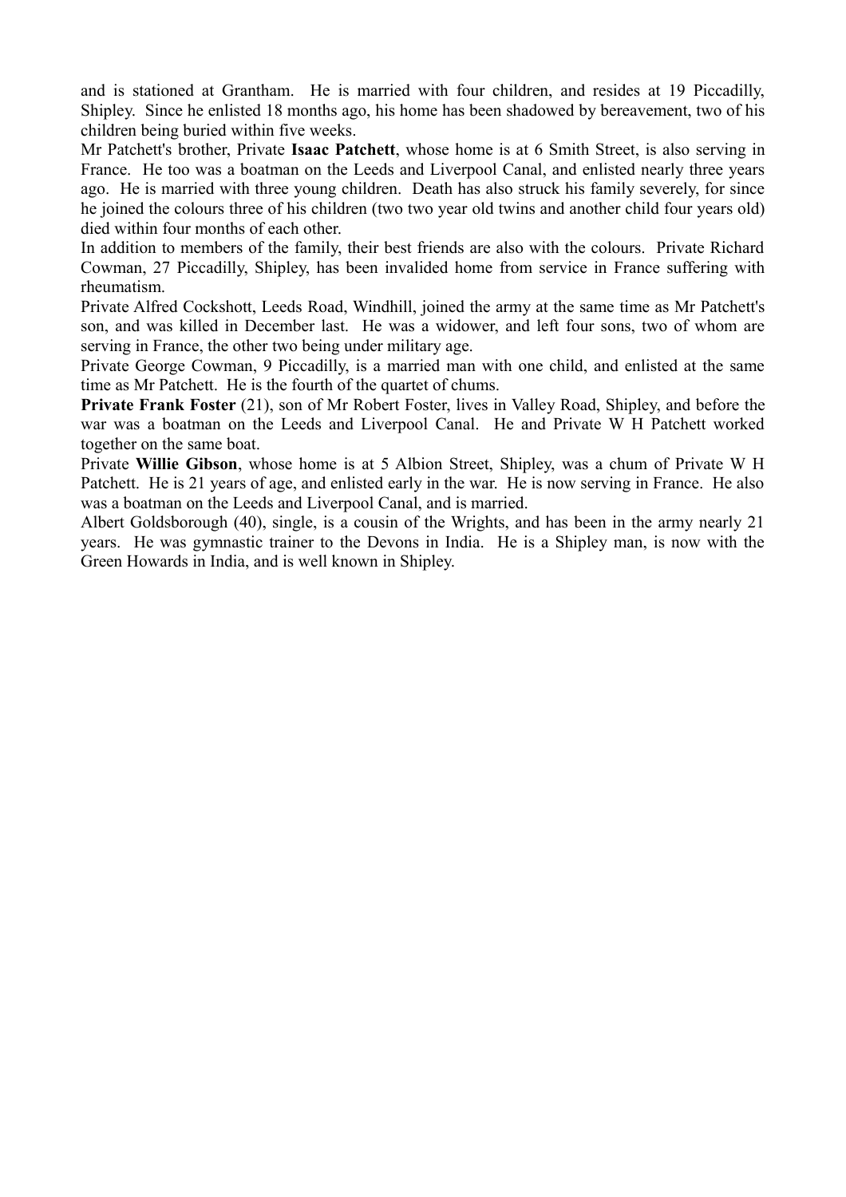and is stationed at Grantham. He is married with four children, and resides at 19 Piccadilly, Shipley. Since he enlisted 18 months ago, his home has been shadowed by bereavement, two of his children being buried within five weeks.

Mr Patchett's brother, Private **Isaac Patchett**, whose home is at 6 Smith Street, is also serving in France. He too was a boatman on the Leeds and Liverpool Canal, and enlisted nearly three years ago. He is married with three young children. Death has also struck his family severely, for since he joined the colours three of his children (two two year old twins and another child four years old) died within four months of each other.

In addition to members of the family, their best friends are also with the colours. Private Richard Cowman, 27 Piccadilly, Shipley, has been invalided home from service in France suffering with rheumatism.

Private Alfred Cockshott, Leeds Road, Windhill, joined the army at the same time as Mr Patchett's son, and was killed in December last. He was a widower, and left four sons, two of whom are serving in France, the other two being under military age.

Private George Cowman, 9 Piccadilly, is a married man with one child, and enlisted at the same time as Mr Patchett. He is the fourth of the quartet of chums.

**Private Frank Foster** (21), son of Mr Robert Foster, lives in Valley Road, Shipley, and before the war was a boatman on the Leeds and Liverpool Canal. He and Private W H Patchett worked together on the same boat.

Private **Willie Gibson**, whose home is at 5 Albion Street, Shipley, was a chum of Private W H Patchett. He is 21 years of age, and enlisted early in the war. He is now serving in France. He also was a boatman on the Leeds and Liverpool Canal, and is married.

Albert Goldsborough (40), single, is a cousin of the Wrights, and has been in the army nearly 21 years. He was gymnastic trainer to the Devons in India. He is a Shipley man, is now with the Green Howards in India, and is well known in Shipley.